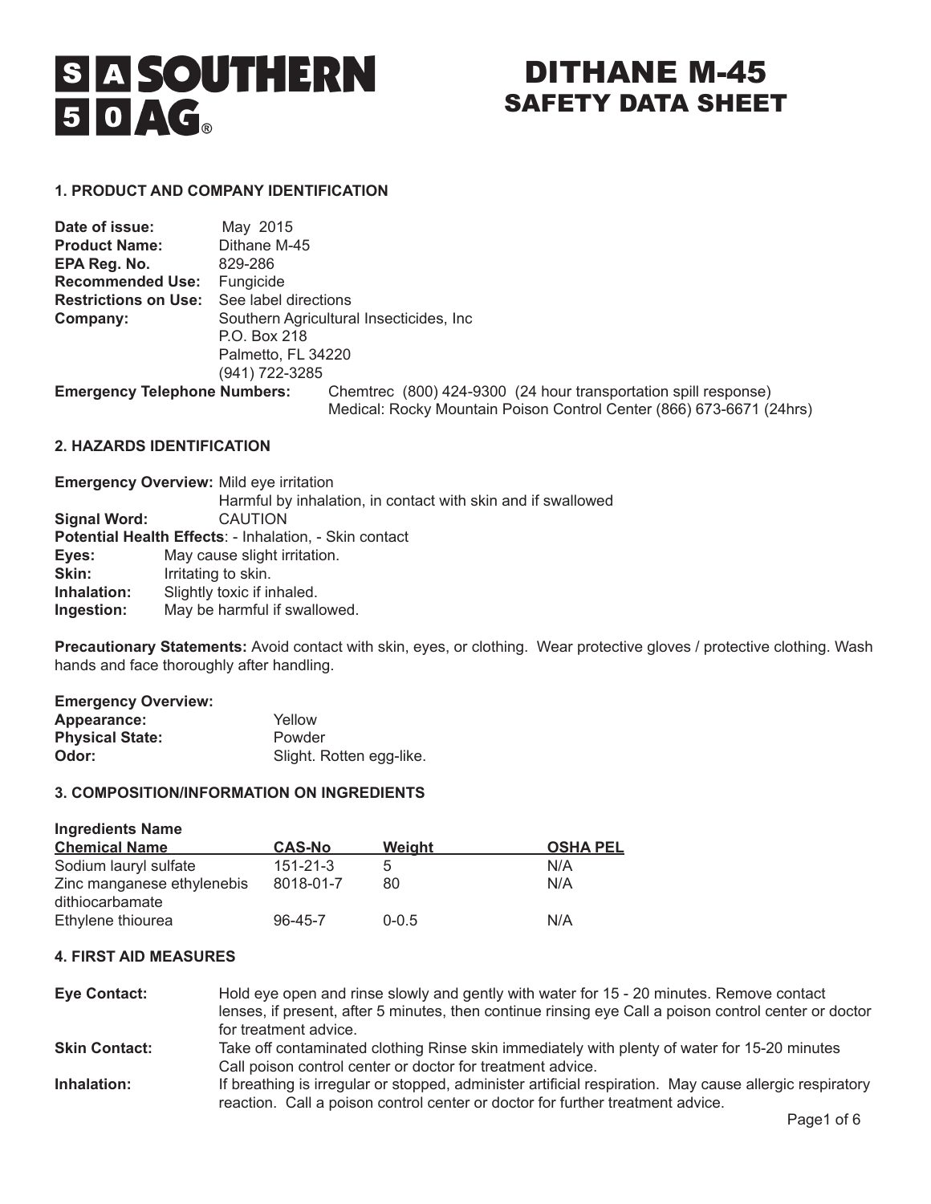**SOUTHERN AG®**

# DITHANE M-45
# SAFETY DATA SHEET

## 1. PRODUCT AND COMPANY IDENTIFICATION

**Date of issue:** May 2015
**Product Name:** Dithane M-45
**EPA Reg. No.** 829-286
**Recommended Use:** Fungicide
**Restrictions on Use:** See label directions
**Company:** Southern Agricultural Insecticides, Inc
P.O. Box 218
Palmetto, FL 34220
(941) 722-3285
**Emergency Telephone Numbers:** Chemtrec (800) 424-9300 (24 hour transportation spill response)
Medical: Rocky Mountain Poison Control Center (866) 673-6671 (24hrs)

## 2. HAZARDS IDENTIFICATION

**Emergency Overview:** Mild eye irritation
Harmful by inhalation, in contact with skin and if swallowed
**Signal Word:** CAUTION
**Potential Health Effects**: - Inhalation, - Skin contact
**Eyes:** May cause slight irritation.
**Skin:** Irritating to skin.
**Inhalation:** Slightly toxic if inhaled.
**Ingestion:** May be harmful if swallowed.

**Precautionary Statements:** Avoid contact with skin, eyes, or clothing. Wear protective gloves / protective clothing. Wash hands and face thoroughly after handling.

**Emergency Overview:**
**Appearance:** Yellow
**Physical State:** Powder
**Odor:** Slight. Rotten egg-like.

## 3. COMPOSITION/INFORMATION ON INGREDIENTS

**Ingredients Name**

| Chemical Name | CAS-No | Weight | OSHA PEL |
|---|---|---|---|
| Sodium lauryl sulfate | 151-21-3 | 5 | N/A |
| Zinc manganese ethylenebis dithiocarbamate | 8018-01-7 | 80 | N/A |
| Ethylene thiourea | 96-45-7 | 0-0.5 | N/A |

## 4. FIRST AID MEASURES

**Eye Contact:** Hold eye open and rinse slowly and gently with water for 15 - 20 minutes. Remove contact lenses, if present, after 5 minutes, then continue rinsing eye Call a poison control center or doctor for treatment advice.

**Skin Contact:** Take off contaminated clothing Rinse skin immediately with plenty of water for 15-20 minutes Call poison control center or doctor for treatment advice.

**Inhalation:** If breathing is irregular or stopped, administer artificial respiration. May cause allergic respiratory reaction. Call a poison control center or doctor for further treatment advice.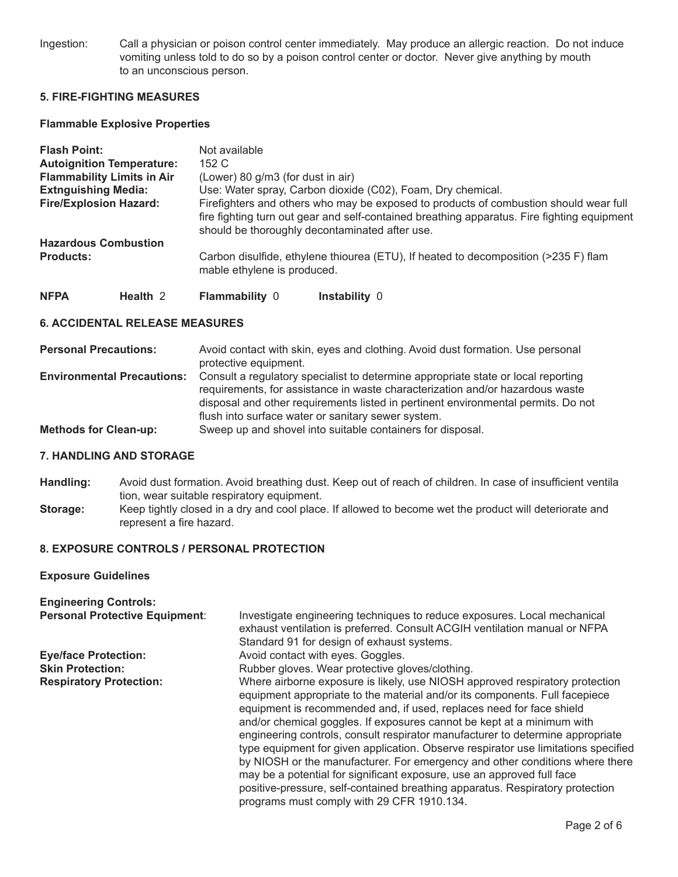**Ingestion:** Call a physician or poison control center immediately. May produce an allergic reaction. Do not induce vomiting unless told to do so by a poison control center or doctor. Never give anything by mouth to an unconscious person.

## 5. FIRE-FIGHTING MEASURES

### Flammable Explosive Properties

**Flash Point:** Not available

**Autoignition Temperature:** 152 C

**Flammability Limits in Air** (Lower) 80 g/m3 (for dust in air)

**Extnguishing Media:** Use: Water spray, Carbon dioxide (C02), Foam, Dry chemical.

**Fire/Explosion Hazard:** Firefighters and others who may be exposed to products of combustion should wear full fire fighting turn out gear and self-contained breathing apparatus. Fire fighting equipment should be thoroughly decontaminated after use.

**Hazardous Combustion Products:** Carbon disulfide, ethylene thiourea (ETU), If heated to decomposition (>235 F) flam mable ethylene is produced.

**NFPA** **Health** 2 **Flammability** 0 **Instability** 0

## 6. ACCIDENTAL RELEASE MEASURES

**Personal Precautions:** Avoid contact with skin, eyes and clothing. Avoid dust formation. Use personal protective equipment.

**Environmental Precautions:** Consult a regulatory specialist to determine appropriate state or local reporting requirements, for assistance in waste characterization and/or hazardous waste disposal and other requirements listed in pertinent environmental permits. Do not flush into surface water or sanitary sewer system.

**Methods for Clean-up:** Sweep up and shovel into suitable containers for disposal.

## 7. HANDLING AND STORAGE

**Handling:** Avoid dust formation. Avoid breathing dust. Keep out of reach of children. In case of insufficient ventila tion, wear suitable respiratory equipment.

**Storage:** Keep tightly closed in a dry and cool place. If allowed to become wet the product will deteriorate and represent a fire hazard.

## 8. EXPOSURE CONTROLS / PERSONAL PROTECTION

### Exposure Guidelines

**Engineering Controls:**

**Personal Protective Equipment**: Investigate engineering techniques to reduce exposures. Local mechanical exhaust ventilation is preferred. Consult ACGIH ventilation manual or NFPA Standard 91 for design of exhaust systems.

**Eye/face Protection:** Avoid contact with eyes. Goggles.

**Skin Protection:** Rubber gloves. Wear protective gloves/clothing.

**Respiratory Protection:** Where airborne exposure is likely, use NIOSH approved respiratory protection equipment appropriate to the material and/or its components. Full facepiece equipment is recommended and, if used, replaces need for face shield and/or chemical goggles. If exposures cannot be kept at a minimum with engineering controls, consult respirator manufacturer to determine appropriate type equipment for given application. Observe respirator use limitations specified by NIOSH or the manufacturer. For emergency and other conditions where there may be a potential for significant exposure, use an approved full face positive-pressure, self-contained breathing apparatus. Respiratory protection programs must comply with 29 CFR 1910.134.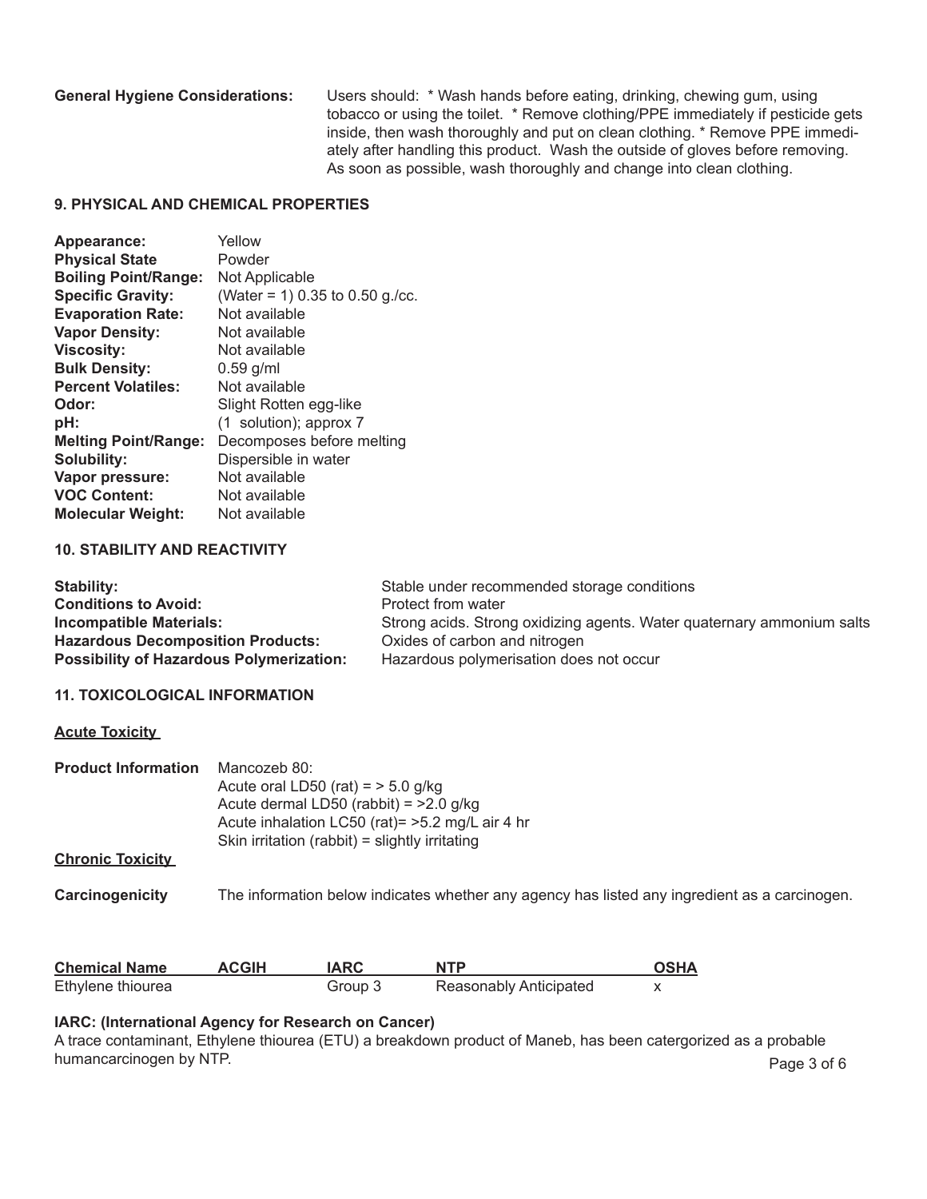**General Hygiene Considerations:** Users should: * Wash hands before eating, drinking, chewing gum, using tobacco or using the toilet. * Remove clothing/PPE immediately if pesticide gets inside, then wash thoroughly and put on clean clothing. * Remove PPE immediately after handling this product. Wash the outside of gloves before removing. As soon as possible, wash thoroughly and change into clean clothing.

## 9. PHYSICAL AND CHEMICAL PROPERTIES

| | |
|---|---|
| **Appearance:** | Yellow |
| **Physical State** | Powder |
| **Boiling Point/Range:** | Not Applicable |
| **Specific Gravity:** | (Water = 1) 0.35 to 0.50 g./cc. |
| **Evaporation Rate:** | Not available |
| **Vapor Density:** | Not available |
| **Viscosity:** | Not available |
| **Bulk Density:** | 0.59 g/ml |
| **Percent Volatiles:** | Not available |
| **Odor:** | Slight Rotten egg-like |
| **pH:** | (1 solution); approx 7 |
| **Melting Point/Range:** | Decomposes before melting |
| **Solubility:** | Dispersible in water |
| **Vapor pressure:** | Not available |
| **VOC Content:** | Not available |
| **Molecular Weight:** | Not available |

## 10. STABILITY AND REACTIVITY

| | |
|---|---|
| **Stability:** | Stable under recommended storage conditions |
| **Conditions to Avoid:** | Protect from water |
| **Incompatible Materials:** | Strong acids. Strong oxidizing agents. Water quaternary ammonium salts |
| **Hazardous Decomposition Products:** | Oxides of carbon and nitrogen |
| **Possibility of Hazardous Polymerization:** | Hazardous polymerisation does not occur |

## 11. TOXICOLOGICAL INFORMATION

### Acute Toxicity

**Product Information** Mancozeb 80:
Acute oral LD50 (rat) = > 5.0 g/kg
Acute dermal LD50 (rabbit) = >2.0 g/kg
Acute inhalation LC50 (rat)= >5.2 mg/L air 4 hr
Skin irritation (rabbit) = slightly irritating

### Chronic Toxicity

**Carcinogenicity** The information below indicates whether any agency has listed any ingredient as a carcinogen.

| Chemical Name | ACGIH | IARC | NTP | OSHA |
|---|---|---|---|---|
| Ethylene thiourea | | Group 3 | Reasonably Anticipated | x |

**IARC: (International Agency for Research on Cancer)**
A trace contaminant, Ethylene thiourea (ETU) a breakdown product of Maneb, has been catergorized as a probable humancarcinogen by NTP.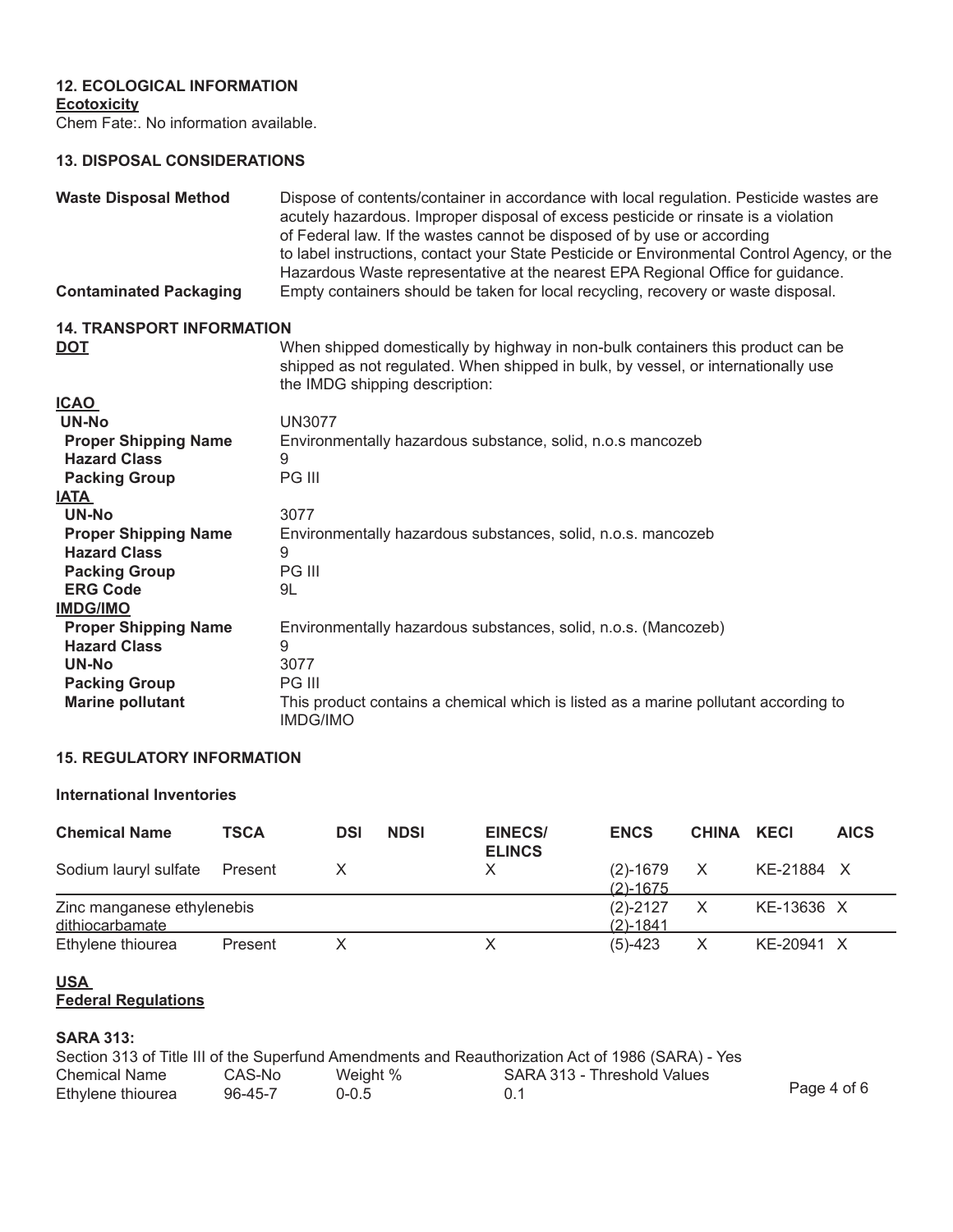## 12. ECOLOGICAL INFORMATION

**Ecotoxicity**

Chem Fate:. No information available.

## 13. DISPOSAL CONSIDERATIONS

**Waste Disposal Method** Dispose of contents/container in accordance with local regulation. Pesticide wastes are acutely hazardous. Improper disposal of excess pesticide or rinsate is a violation of Federal law. If the wastes cannot be disposed of by use or according to label instructions, contact your State Pesticide or Environmental Control Agency, or the Hazardous Waste representative at the nearest EPA Regional Office for guidance.

**Contaminated Packaging** Empty containers should be taken for local recycling, recovery or waste disposal.

## 14. TRANSPORT INFORMATION

**DOT** When shipped domestically by highway in non-bulk containers this product can be shipped as not regulated. When shipped in bulk, by vessel, or internationally use the IMDG shipping description:

**ICAO**

| | |
|---|---|
| **UN-No** | UN3077 |
| **Proper Shipping Name** | Environmentally hazardous substance, solid, n.o.s mancozeb |
| **Hazard Class** | 9 |
| **Packing Group** | PG III |

**IATA**

| | |
|---|---|
| **UN-No** | 3077 |
| **Proper Shipping Name** | Environmentally hazardous substances, solid, n.o.s. mancozeb |
| **Hazard Class** | 9 |
| **Packing Group** | PG III |
| **ERG Code** | 9L |

**IMDG/IMO**

| | |
|---|---|
| **Proper Shipping Name** | Environmentally hazardous substances, solid, n.o.s. (Mancozeb) |
| **Hazard Class** | 9 |
| **UN-No** | 3077 |
| **Packing Group** | PG III |
| **Marine pollutant** | This product contains a chemical which is listed as a marine pollutant according to IMDG/IMO |

## 15. REGULATORY INFORMATION

### International Inventories

| Chemical Name | TSCA | DSI | NDSI | EINECS/ ELINCS | ENCS | CHINA | KECI | AICS |
|---|---|---|---|---|---|---|---|---|
| Sodium lauryl sulfate | Present | X | | X | (2)-1679 (2)-1675 | X | KE-21884 | X |
| Zinc manganese ethylenebis dithiocarbamate | | | | | (2)-2127 (2)-1841 | X | KE-13636 | X |
| Ethylene thiourea | Present | X | | X | (5)-423 | X | KE-20941 | X |

**USA**

**Federal Regulations**

**SARA 313:**

Section 313 of Title III of the Superfund Amendments and Reauthorization Act of 1986 (SARA) - Yes

| Chemical Name | CAS-No | Weight % | SARA 313 - Threshold Values |
|---|---|---|---|
| Ethylene thiourea | 96-45-7 | 0-0.5 | 0.1 |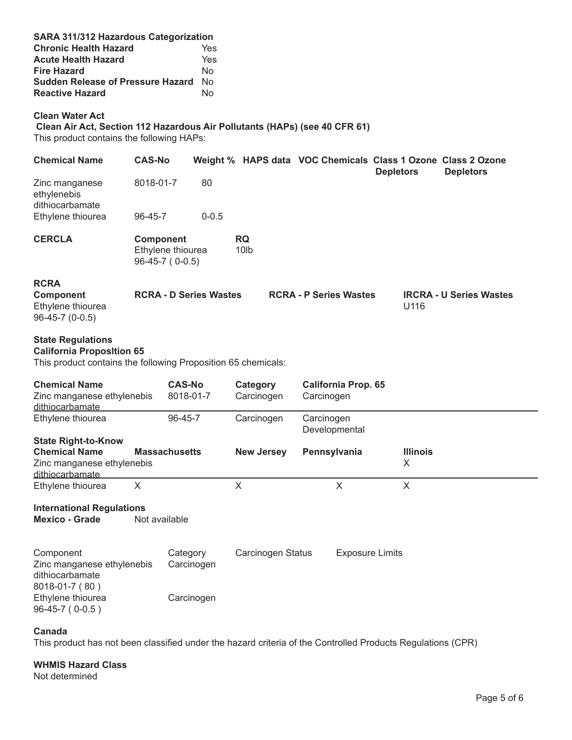**SARA 311/312 Hazardous Categorization**

| | |
|---|---|
| **Chronic Health Hazard** | Yes |
| **Acute Health Hazard** | Yes |
| **Fire Hazard** | No |
| **Sudden Release of Pressure Hazard** | No |
| **Reactive Hazard** | No |

**Clean Water Act**

**Clean Air Act, Section 112 Hazardous Air Pollutants (HAPs) (see 40 CFR 61)**

This product contains the following HAPs:

| Chemical Name | CAS-No | Weight % | HAPS data | VOC Chemicals | Class 1 Ozone Depletors | Class 2 Ozone Depletors |
|---|---|---|---|---|---|---|
| Zinc manganese ethylenebis dithiocarbamate | 8018-01-7 | 80 | | | | |
| Ethylene thiourea | 96-45-7 | 0-0.5 | | | | |

| CERCLA | Component | RQ |
|---|---|---|
| | Ethylene thiourea 96-45-7 ( 0-0.5) | 10lb |

**RCRA**

| Component | RCRA - D Series Wastes | RCRA - P Series Wastes | IRCRA - U Series Wastes |
|---|---|---|---|
| Ethylene thiourea 96-45-7 (0-0.5) | | | U116 |

**State Regulations**

**California Proposltion 65**

This product contains the following Proposition 65 chemicals:

| Chemical Name | CAS-No | Category | California Prop. 65 |
|---|---|---|---|
| Zinc manganese ethylenebis dithiocarbamate | 8018-01-7 | Carcinogen | Carcinogen |
| Ethylene thiourea | 96-45-7 | Carcinogen | Carcinogen Developmental |

**State Right-to-Know**

| Chemical Name | Massachusetts | New Jersey | Pennsylvania | Illinois |
|---|---|---|---|---|
| Zinc manganese ethylenebis dithiocarbamate | | | | X |
| Ethylene thiourea | X | X | X | X |

**International Regulations**

**Mexico - Grade** Not available

| Component | Category | Carcinogen Status | Exposure Limits |
|---|---|---|---|
| Zinc manganese ethylenebis dithiocarbamate 8018-01-7 ( 80 ) | Carcinogen | | |
| Ethylene thiourea 96-45-7 ( 0-0.5 ) | Carcinogen | | |

**Canada**

This product has not been classified under the hazard criteria of the Controlled Products Regulations (CPR)

**WHMIS Hazard Class**

Not determined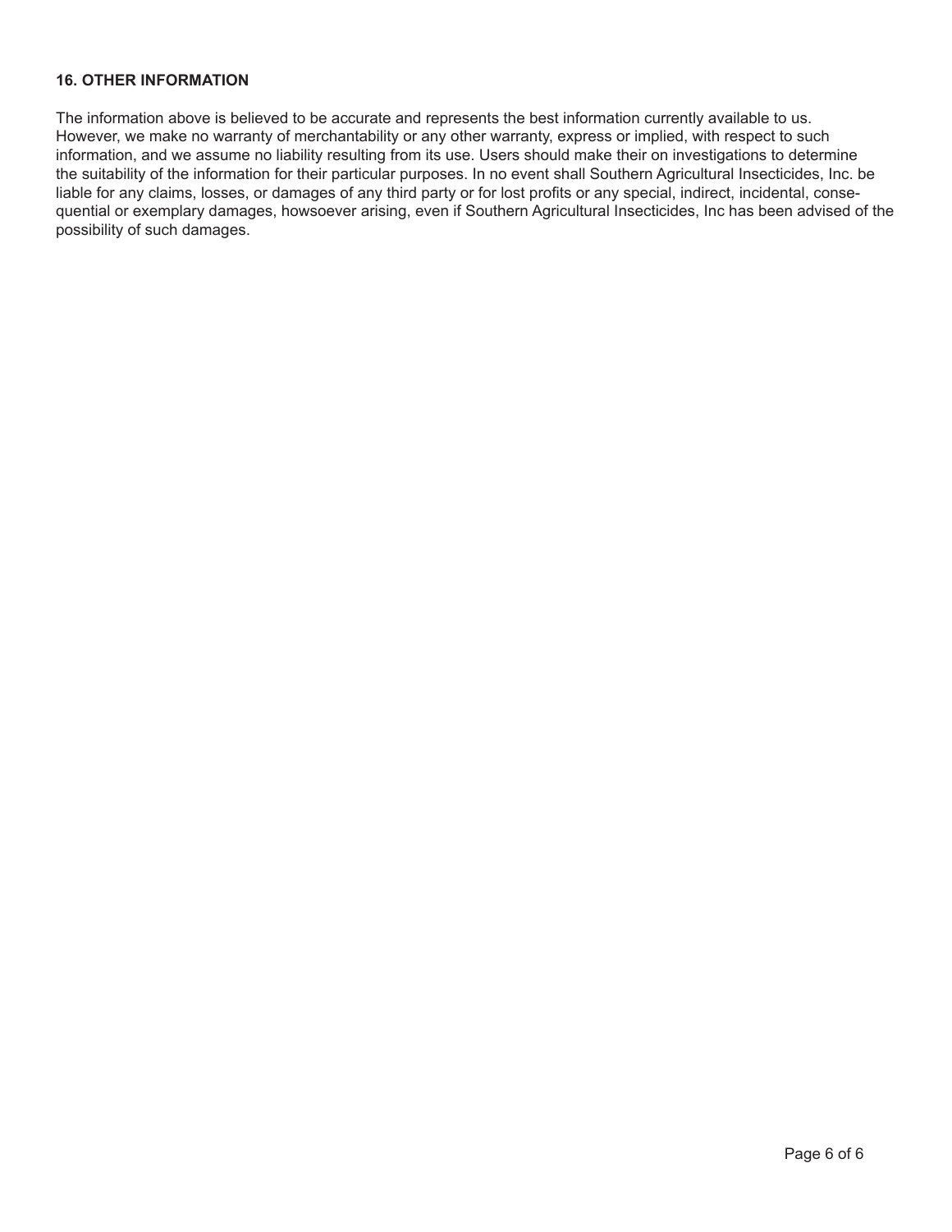## 16. OTHER INFORMATION

The information above is believed to be accurate and represents the best information currently available to us. However, we make no warranty of merchantability or any other warranty, express or implied, with respect to such information, and we assume no liability resulting from its use. Users should make their on investigations to determine the suitability of the information for their particular purposes. In no event shall Southern Agricultural Insecticides, Inc. be liable for any claims, losses, or damages of any third party or for lost profits or any special, indirect, incidental, consequential or exemplary damages, howsoever arising, even if Southern Agricultural Insecticides, Inc has been advised of the possibility of such damages.